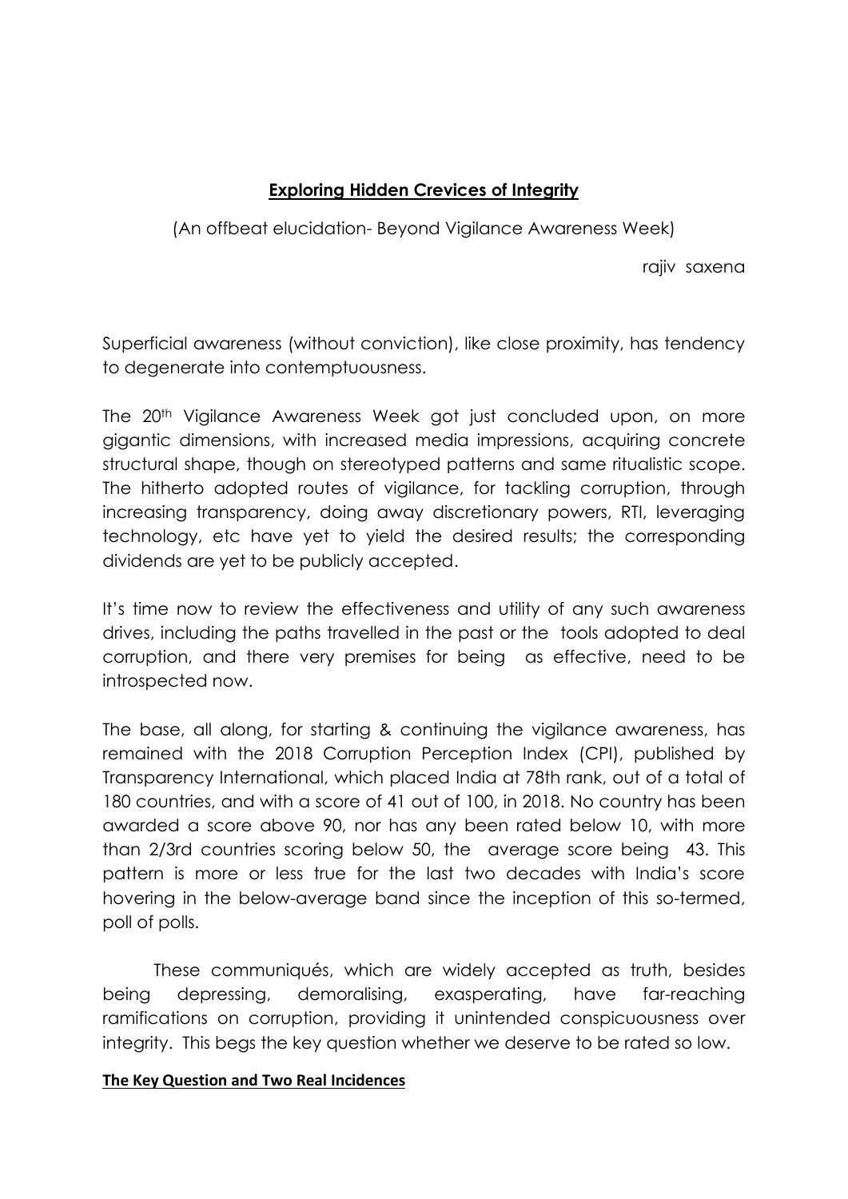# Exploring Hidden Crevices of Integrity

(An offbeat elucidation- Beyond Vigilance Awareness Week)

rajiv saxena

Superficial awareness (without conviction), like close proximity, has tendency to degenerate into contemptuousness.

The 20th Vigilance Awareness Week got just concluded upon, on more gigantic dimensions, with increased media impressions, acquiring concrete structural shape, though on stereotyped patterns and same ritualistic scope. The hitherto adopted routes of vigilance, for tackling corruption, through increasing transparency, doing away discretionary powers, RTI, leveraging technology, etc have yet to yield the desired results; the corresponding dividends are yet to be publicly accepted.

It's time now to review the effectiveness and utility of any such awareness drives, including the paths travelled in the past or the tools adopted to deal corruption, and there very premises for being as effective, need to be introspected now.

The base, all along, for starting & continuing the vigilance awareness, has remained with the 2018 Corruption Perception Index (CPI), published by Transparency International, which placed India at 78th rank, out of a total of 180 countries, and with a score of 41 out of 100, in 2018. No country has been awarded a score above 90, nor has any been rated below 10, with more than 2/3rd countries scoring below 50, the average score being 43. This pattern is more or less true for the last two decades with India's score hovering in the below-average band since the inception of this so-termed, poll of polls.

These communiqués, which are widely accepted as truth, besides being depressing, demoralising, exasperating, have far-reaching ramifications on corruption, providing it unintended conspicuousness over integrity. This begs the key question whether we deserve to be rated so low.

**The Key Question and Two Real Incidences**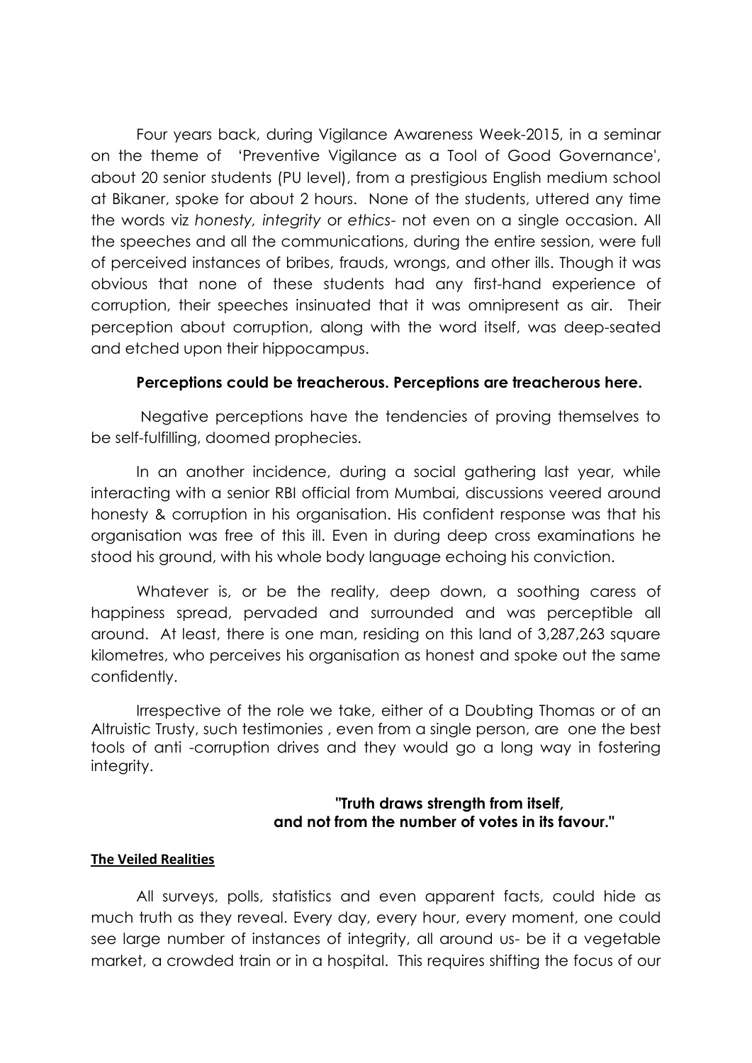Four years back, during Vigilance Awareness Week-2015, in a seminar on the theme of 'Preventive Vigilance as a Tool of Good Governance', about 20 senior students (PU level), from a prestigious English medium school at Bikaner, spoke for about 2 hours. None of the students, uttered any time the words viz *honesty, integrity* or *ethics*- not even on a single occasion. All the speeches and all the communications, during the entire session, were full of perceived instances of bribes, frauds, wrongs, and other ills. Though it was obvious that none of these students had any first-hand experience of corruption, their speeches insinuated that it was omnipresent as air. Their perception about corruption, along with the word itself, was deep-seated and etched upon their hippocampus.

**Perceptions could be treacherous. Perceptions are treacherous here.**

Negative perceptions have the tendencies of proving themselves to be self-fulfilling, doomed prophecies.

In an another incidence, during a social gathering last year, while interacting with a senior RBI official from Mumbai, discussions veered around honesty & corruption in his organisation. His confident response was that his organisation was free of this ill. Even in during deep cross examinations he stood his ground, with his whole body language echoing his conviction.

Whatever is, or be the reality, deep down, a soothing caress of happiness spread, pervaded and surrounded and was perceptible all around. At least, there is one man, residing on this land of 3,287,263 square kilometres, who perceives his organisation as honest and spoke out the same confidently.

Irrespective of the role we take, either of a Doubting Thomas or of an Altruistic Trusty, such testimonies , even from a single person, are one the best tools of anti -corruption drives and they would go a long way in fostering integrity.

**"Truth draws strength from itself, and not from the number of votes in its favour."**

**The Veiled Realities**

All surveys, polls, statistics and even apparent facts, could hide as much truth as they reveal. Every day, every hour, every moment, one could see large number of instances of integrity, all around us- be it a vegetable market, a crowded train or in a hospital. This requires shifting the focus of our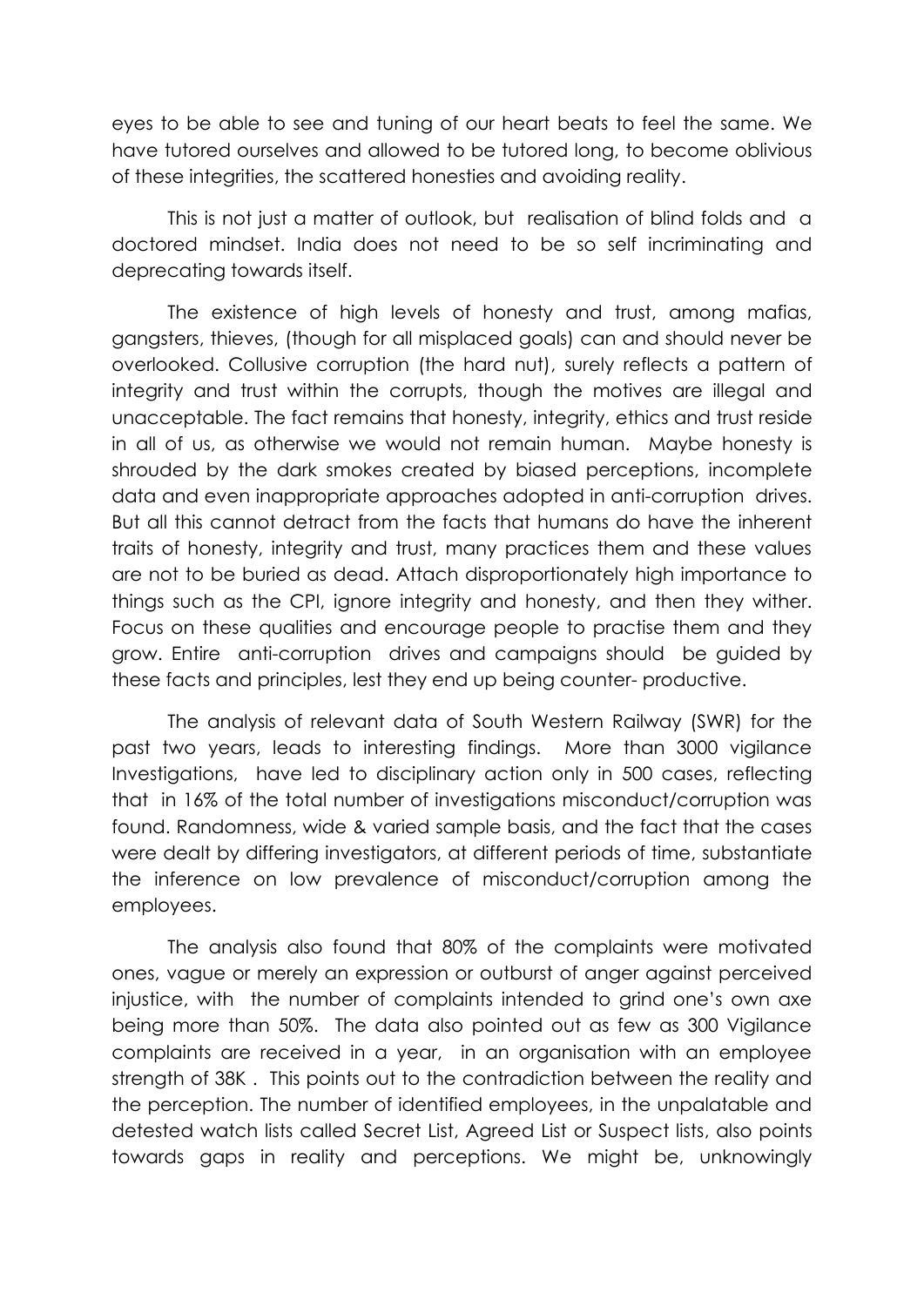eyes to be able to see and tuning of our heart beats to feel the same. We have tutored ourselves and allowed to be tutored long, to become oblivious of these integrities, the scattered honesties and avoiding reality.

This is not just a matter of outlook, but realisation of blind folds and a doctored mindset. India does not need to be so self incriminating and deprecating towards itself.

The existence of high levels of honesty and trust, among mafias, gangsters, thieves, (though for all misplaced goals) can and should never be overlooked. Collusive corruption (the hard nut), surely reflects a pattern of integrity and trust within the corrupts, though the motives are illegal and unacceptable. The fact remains that honesty, integrity, ethics and trust reside in all of us, as otherwise we would not remain human. Maybe honesty is shrouded by the dark smokes created by biased perceptions, incomplete data and even inappropriate approaches adopted in anti-corruption drives. But all this cannot detract from the facts that humans do have the inherent traits of honesty, integrity and trust, many practices them and these values are not to be buried as dead. Attach disproportionately high importance to things such as the CPI, ignore integrity and honesty, and then they wither. Focus on these qualities and encourage people to practise them and they grow. Entire anti-corruption drives and campaigns should be guided by these facts and principles, lest they end up being counter- productive.

The analysis of relevant data of South Western Railway (SWR) for the past two years, leads to interesting findings. More than 3000 vigilance Investigations, have led to disciplinary action only in 500 cases, reflecting that in 16% of the total number of investigations misconduct/corruption was found. Randomness, wide & varied sample basis, and the fact that the cases were dealt by differing investigators, at different periods of time, substantiate the inference on low prevalence of misconduct/corruption among the employees.

The analysis also found that 80% of the complaints were motivated ones, vague or merely an expression or outburst of anger against perceived injustice, with the number of complaints intended to grind one's own axe being more than 50%. The data also pointed out as few as 300 Vigilance complaints are received in a year, in an organisation with an employee strength of 38K . This points out to the contradiction between the reality and the perception. The number of identified employees, in the unpalatable and detested watch lists called Secret List, Agreed List or Suspect lists, also points towards gaps in reality and perceptions. We might be, unknowingly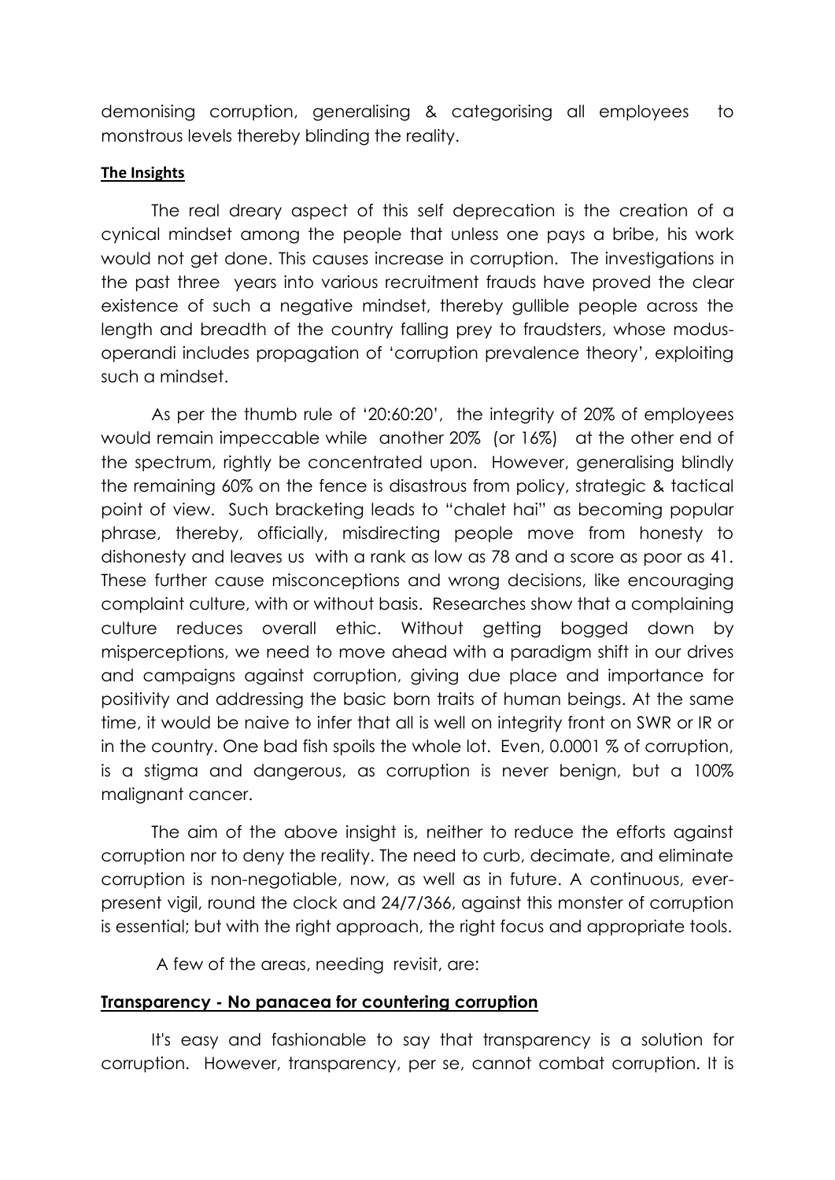demonising corruption, generalising & categorising all employees to monstrous levels thereby blinding the reality.

**The Insights**

The real dreary aspect of this self deprecation is the creation of a cynical mindset among the people that unless one pays a bribe, his work would not get done. This causes increase in corruption. The investigations in the past three years into various recruitment frauds have proved the clear existence of such a negative mindset, thereby gullible people across the length and breadth of the country falling prey to fraudsters, whose modus-operandi includes propagation of 'corruption prevalence theory', exploiting such a mindset.

As per the thumb rule of '20:60:20', the integrity of 20% of employees would remain impeccable while another 20% (or 16%) at the other end of the spectrum, rightly be concentrated upon. However, generalising blindly the remaining 60% on the fence is disastrous from policy, strategic & tactical point of view. Such bracketing leads to "chalet hai" as becoming popular phrase, thereby, officially, misdirecting people move from honesty to dishonesty and leaves us with a rank as low as 78 and a score as poor as 41. These further cause misconceptions and wrong decisions, like encouraging complaint culture, with or without basis. Researches show that a complaining culture reduces overall ethic. Without getting bogged down by misperceptions, we need to move ahead with a paradigm shift in our drives and campaigns against corruption, giving due place and importance for positivity and addressing the basic born traits of human beings. At the same time, it would be naive to infer that all is well on integrity front on SWR or IR or in the country. One bad fish spoils the whole lot. Even, 0.0001 % of corruption, is a stigma and dangerous, as corruption is never benign, but a 100% malignant cancer.

The aim of the above insight is, neither to reduce the efforts against corruption nor to deny the reality. The need to curb, decimate, and eliminate corruption is non-negotiable, now, as well as in future. A continuous, ever-present vigil, round the clock and 24/7/366, against this monster of corruption is essential; but with the right approach, the right focus and appropriate tools.

A few of the areas, needing revisit, are:

**Transparency - No panacea for countering corruption**

It's easy and fashionable to say that transparency is a solution for corruption. However, transparency, per se, cannot combat corruption. It is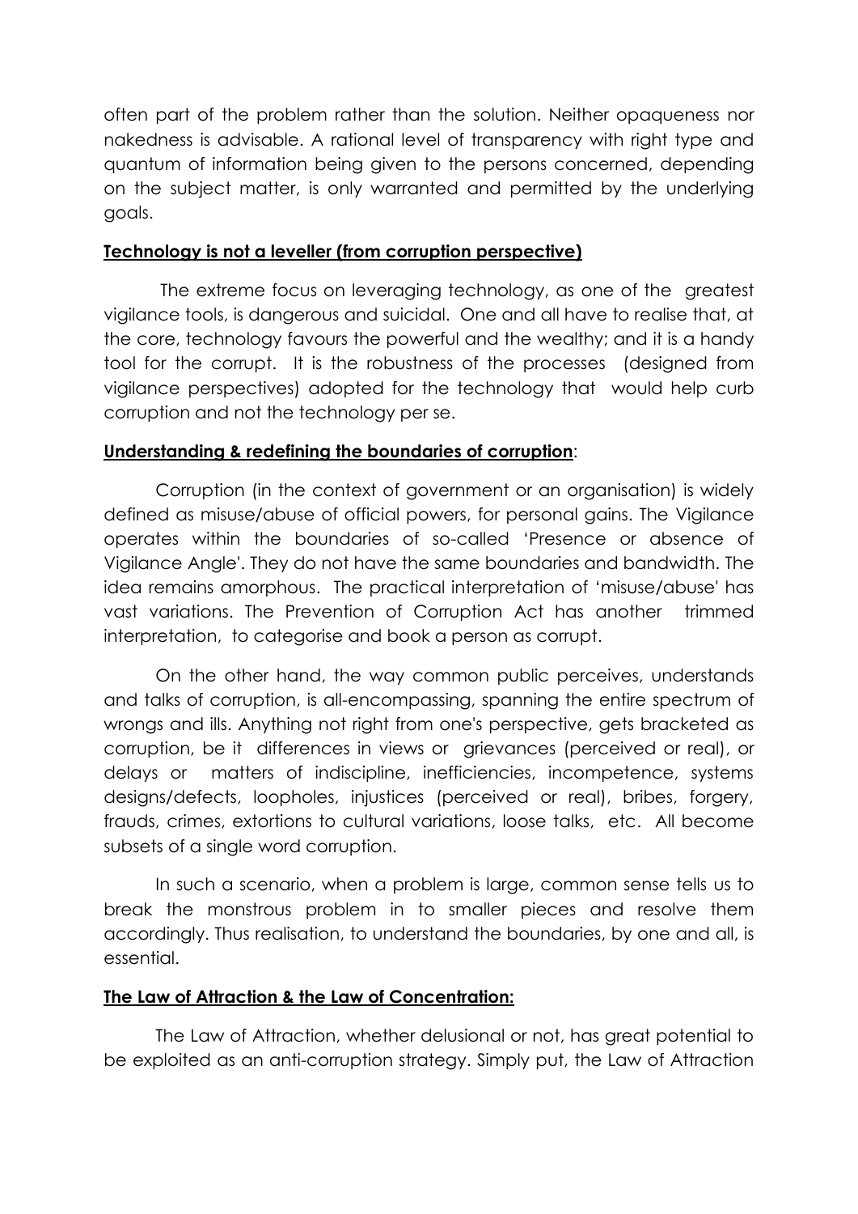often part of the problem rather than the solution. Neither opaqueness nor nakedness is advisable. A rational level of transparency with right type and quantum of information being given to the persons concerned, depending on the subject matter, is only warranted and permitted by the underlying goals.

**Technology is not a leveller (from corruption perspective)**

The extreme focus on leveraging technology, as one of the greatest vigilance tools, is dangerous and suicidal. One and all have to realise that, at the core, technology favours the powerful and the wealthy; and it is a handy tool for the corrupt. It is the robustness of the processes (designed from vigilance perspectives) adopted for the technology that would help curb corruption and not the technology per se.

**Understanding & redefining the boundaries of corruption**:

Corruption (in the context of government or an organisation) is widely defined as misuse/abuse of official powers, for personal gains. The Vigilance operates within the boundaries of so-called 'Presence or absence of Vigilance Angle'. They do not have the same boundaries and bandwidth. The idea remains amorphous. The practical interpretation of 'misuse/abuse' has vast variations. The Prevention of Corruption Act has another trimmed interpretation, to categorise and book a person as corrupt.

On the other hand, the way common public perceives, understands and talks of corruption, is all-encompassing, spanning the entire spectrum of wrongs and ills. Anything not right from one's perspective, gets bracketed as corruption, be it differences in views or grievances (perceived or real), or delays or matters of indiscipline, inefficiencies, incompetence, systems designs/defects, loopholes, injustices (perceived or real), bribes, forgery, frauds, crimes, extortions to cultural variations, loose talks, etc. All become subsets of a single word corruption.

In such a scenario, when a problem is large, common sense tells us to break the monstrous problem in to smaller pieces and resolve them accordingly. Thus realisation, to understand the boundaries, by one and all, is essential.

**The Law of Attraction & the Law of Concentration:**

The Law of Attraction, whether delusional or not, has great potential to be exploited as an anti-corruption strategy. Simply put, the Law of Attraction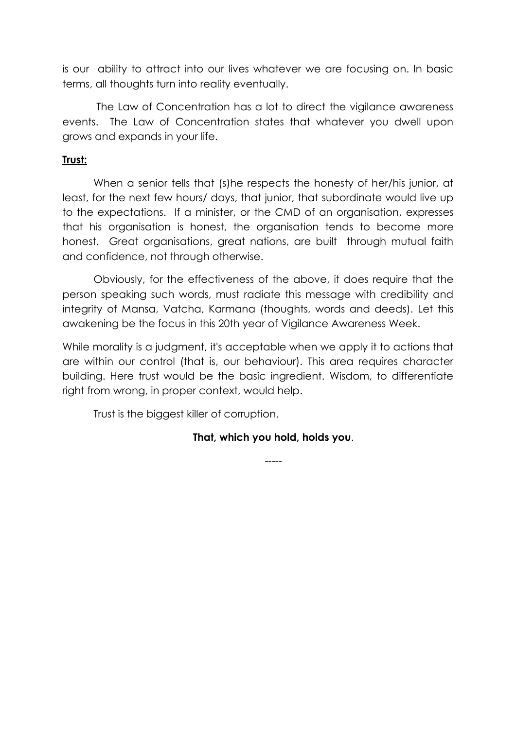is our ability to attract into our lives whatever we are focusing on. In basic terms, all thoughts turn into reality eventually.

The Law of Concentration has a lot to direct the vigilance awareness events. The Law of Concentration states that whatever you dwell upon grows and expands in your life.

**Trust:**

When a senior tells that (s)he respects the honesty of her/his junior, at least, for the next few hours/ days, that junior, that subordinate would live up to the expectations. If a minister, or the CMD of an organisation, expresses that his organisation is honest, the organisation tends to become more honest. Great organisations, great nations, are built through mutual faith and confidence, not through otherwise.

Obviously, for the effectiveness of the above, it does require that the person speaking such words, must radiate this message with credibility and integrity of Mansa, Vatcha, Karmana (thoughts, words and deeds). Let this awakening be the focus in this 20th year of Vigilance Awareness Week.

While morality is a judgment, it's acceptable when we apply it to actions that are within our control (that is, our behaviour). This area requires character building. Here trust would be the basic ingredient. Wisdom, to differentiate right from wrong, in proper context, would help.

Trust is the biggest killer of corruption.

**That, which you hold, holds you**.

-----